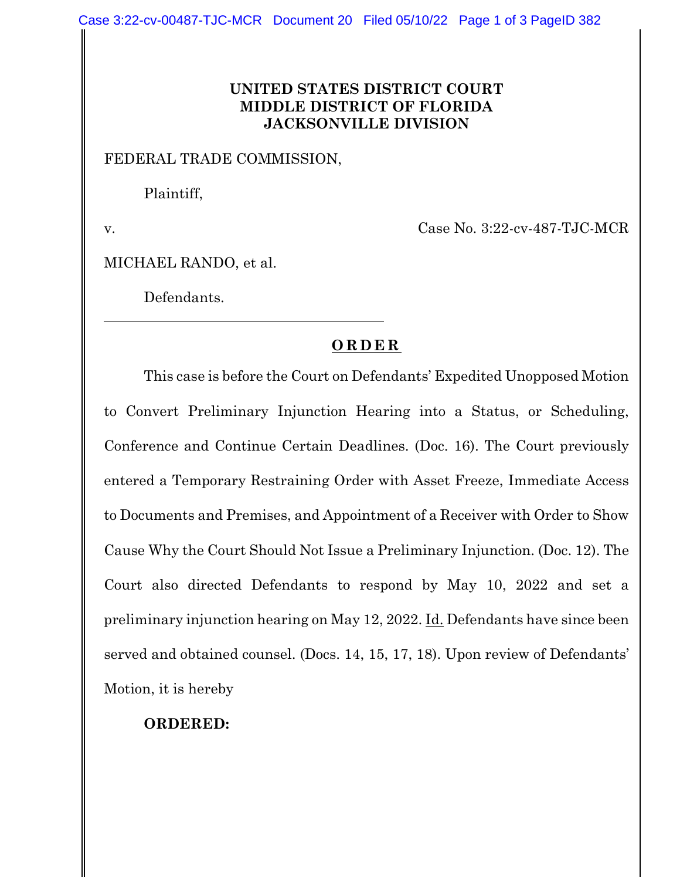**UNITED STATES DISTRICT COURT**
**MIDDLE DISTRICT OF FLORIDA**
**JACKSONVILLE DIVISION**

FEDERAL TRADE COMMISSION,

Plaintiff,

v. Case No. 3:22-cv-487-TJC-MCR

MICHAEL RANDO, et al.

Defendants.

---

**O R D E R**

This case is before the Court on Defendants' Expedited Unopposed Motion to Convert Preliminary Injunction Hearing into a Status, or Scheduling, Conference and Continue Certain Deadlines. (Doc. 16). The Court previously entered a Temporary Restraining Order with Asset Freeze, Immediate Access to Documents and Premises, and Appointment of a Receiver with Order to Show Cause Why the Court Should Not Issue a Preliminary Injunction. (Doc. 12). The Court also directed Defendants to respond by May 10, 2022 and set a preliminary injunction hearing on May 12, 2022. Id. Defendants have since been served and obtained counsel. (Docs. 14, 15, 17, 18). Upon review of Defendants' Motion, it is hereby

**ORDERED:**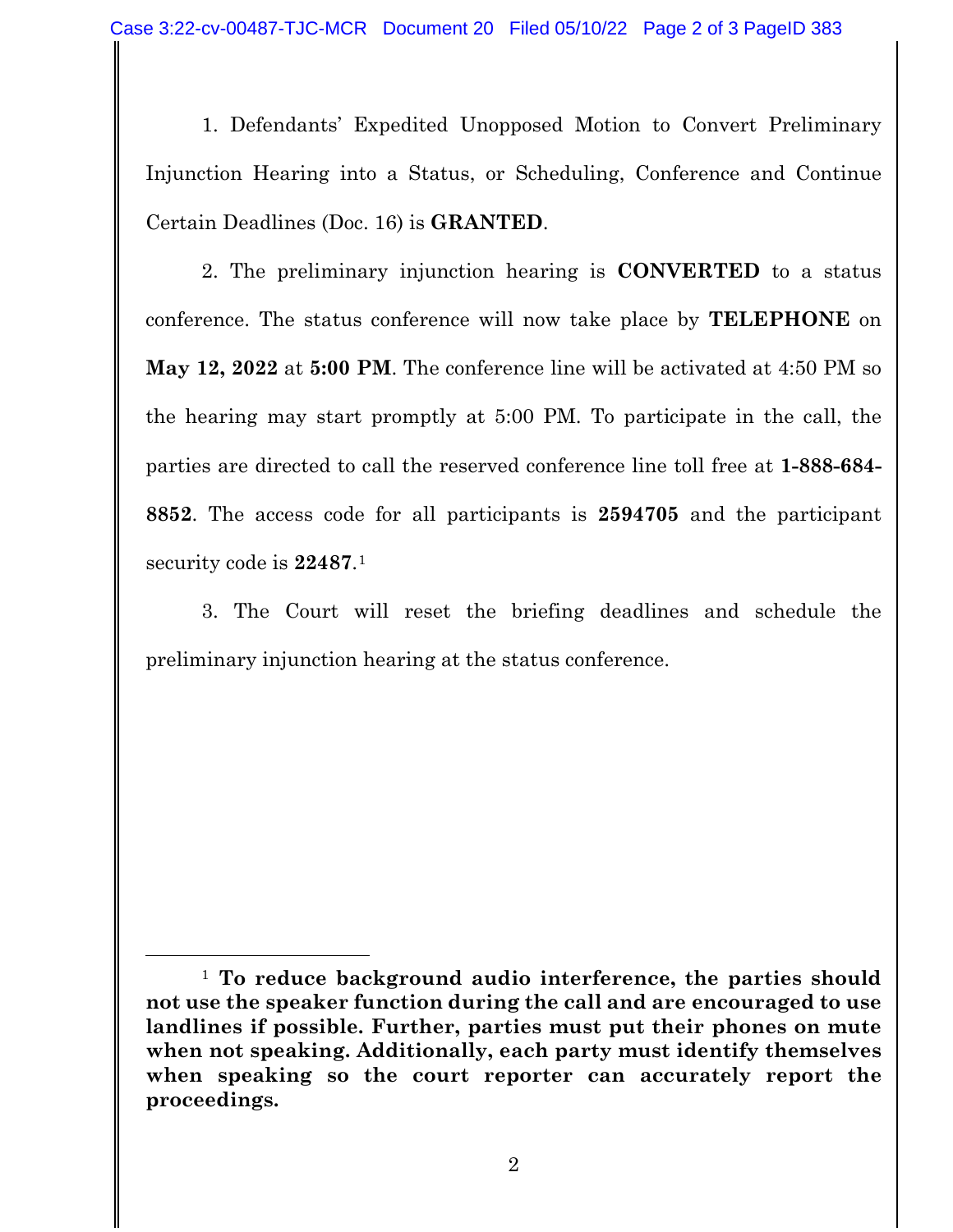1. Defendants' Expedited Unopposed Motion to Convert Preliminary Injunction Hearing into a Status, or Scheduling, Conference and Continue Certain Deadlines (Doc. 16) is **GRANTED**.

2. The preliminary injunction hearing is **CONVERTED** to a status conference. The status conference will now take place by **TELEPHONE** on **May 12, 2022** at **5:00 PM**. The conference line will be activated at 4:50 PM so the hearing may start promptly at 5:00 PM. To participate in the call, the parties are directed to call the reserved conference line toll free at **1-888-684-8852**. The access code for all participants is **2594705** and the participant security code is **22487**.[1]

3. The Court will reset the briefing deadlines and schedule the preliminary injunction hearing at the status conference.

---

[1] **To reduce background audio interference, the parties should not use the speaker function during the call and are encouraged to use landlines if possible. Further, parties must put their phones on mute when not speaking. Additionally, each party must identify themselves when speaking so the court reporter can accurately report the proceedings.**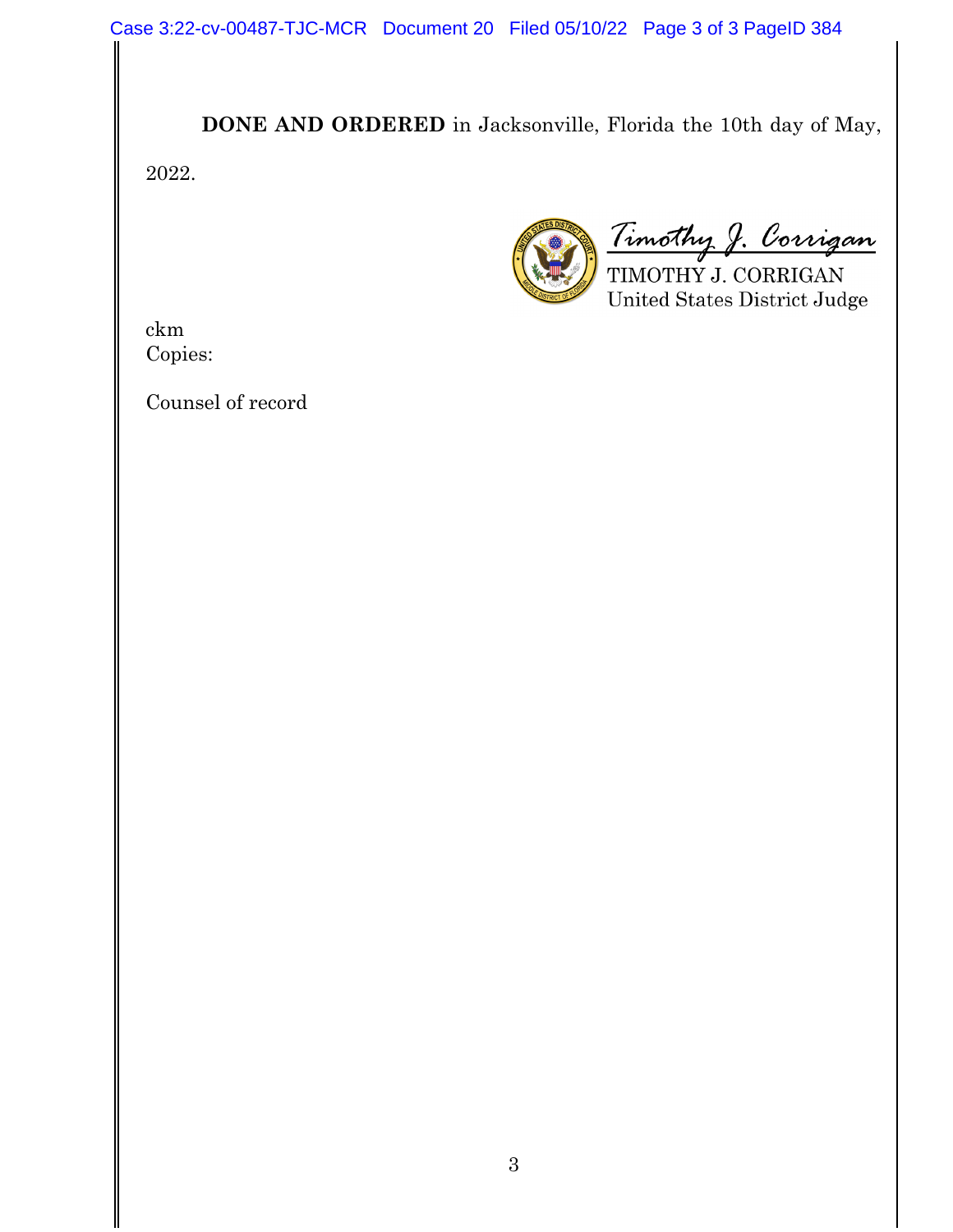**DONE AND ORDERED** in Jacksonville, Florida the 10th day of May, 2022.

*Timothy J. Corrigan*
TIMOTHY J. CORRIGAN
United States District Judge

ckm
Copies:

Counsel of record